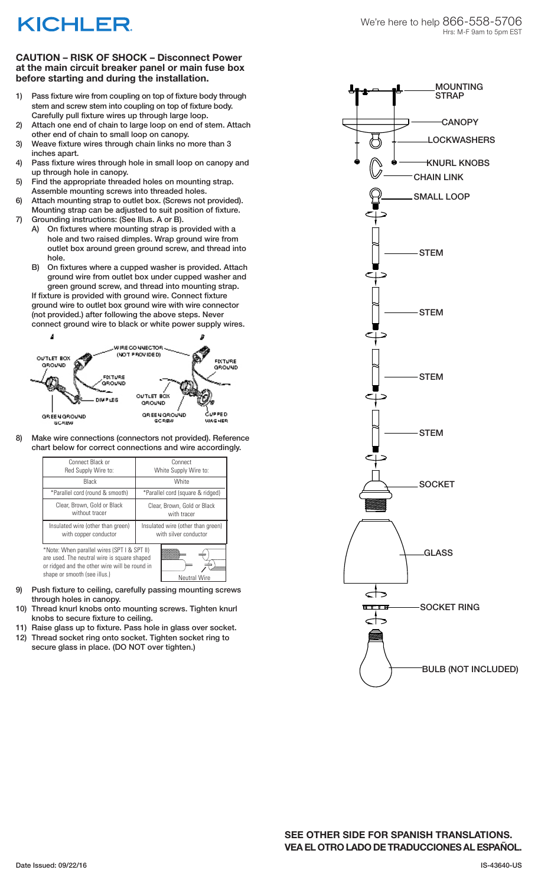# KICHLER

We're here to help 866-558-5706
Hrs: M-F 9am to 5pm EST

**CAUTION – RISK OF SHOCK – Disconnect Power at the main circuit breaker panel or main fuse box before starting and during the installation.**

1) Pass fixture wire from coupling on top of fixture body through stem and screw stem into coupling on top of fixture body. Carefully pull fixture wires up through large loop.
2) Attach one end of chain to large loop on end of stem. Attach other end of chain to small loop on canopy.
3) Weave fixture wires through chain links no more than 3 inches apart.
4) Pass fixture wires through hole in small loop on canopy and up through hole in canopy.
5) Find the appropriate threaded holes on mounting strap. Assemble mounting screws into threaded holes.
6) Attach mounting strap to outlet box. (Screws not provided). Mounting strap can be adjusted to suit position of fixture.
7) Grounding instructions: (See Illus. A or B).
   A) On fixtures where mounting strap is provided with a hole and two raised dimples. Wrap ground wire from outlet box around green ground screw, and thread into hole.
   B) On fixtures where a cupped washer is provided. Attach ground wire from outlet box under cupped washer and green ground screw, and thread into mounting strap.

   If fixture is provided with ground wire. Connect fixture ground wire to outlet box ground wire with wire connector (not provided.) after following the above steps. Never connect ground wire to black or white power supply wires.

A — OUTLET BOX GROUND, WIRE CONNECTOR (NOT PROVIDED), FIXTURE GROUND, DIMPLES, GREEN GROUND SCREW

B — FIXTURE GROUND, OUTLET BOX GROUND, GREEN GROUND SCREW, CUPPED WASHER

8) Make wire connections (connectors not provided). Reference chart below for correct connections and wire accordingly.

| Connect Black or Red Supply Wire to: | Connect White Supply Wire to: |
|---|---|
| Black | White |
| *Parallel cord (round & smooth) | *Parallel cord (square & ridged) |
| Clear, Brown, Gold or Black without tracer | Clear, Brown, Gold or Black with tracer |
| Insulated wire (other than green) with copper conductor | Insulated wire (other than green) with silver conductor |

*Note: When parallel wires (SPT I & SPT II) are used. The neutral wire is square shaped or ridged and the other wire will be round in shape or smooth (see illus.)

Neutral Wire

9) Push fixture to ceiling, carefully passing mounting screws through holes in canopy.
10) Thread knurl knobs onto mounting screws. Tighten knurl knobs to secure fixture to ceiling.
11) Raise glass up to fixture. Pass hole in glass over socket.
12) Thread socket ring onto socket. Tighten socket ring to secure glass in place. (DO NOT over tighten.)

MOUNTING STRAP
CANOPY
LOCKWASHERS
KNURL KNOBS
CHAIN LINK
SMALL LOOP
STEM
STEM
STEM
STEM
SOCKET
GLASS
SOCKET RING
BULB (NOT INCLUDED)

**SEE OTHER SIDE FOR SPANISH TRANSLATIONS.**
**VEA EL OTRO LADO DE TRADUCCIONES AL ESPAÑOL.**

Date Issued: 09/22/16

IS-43640-US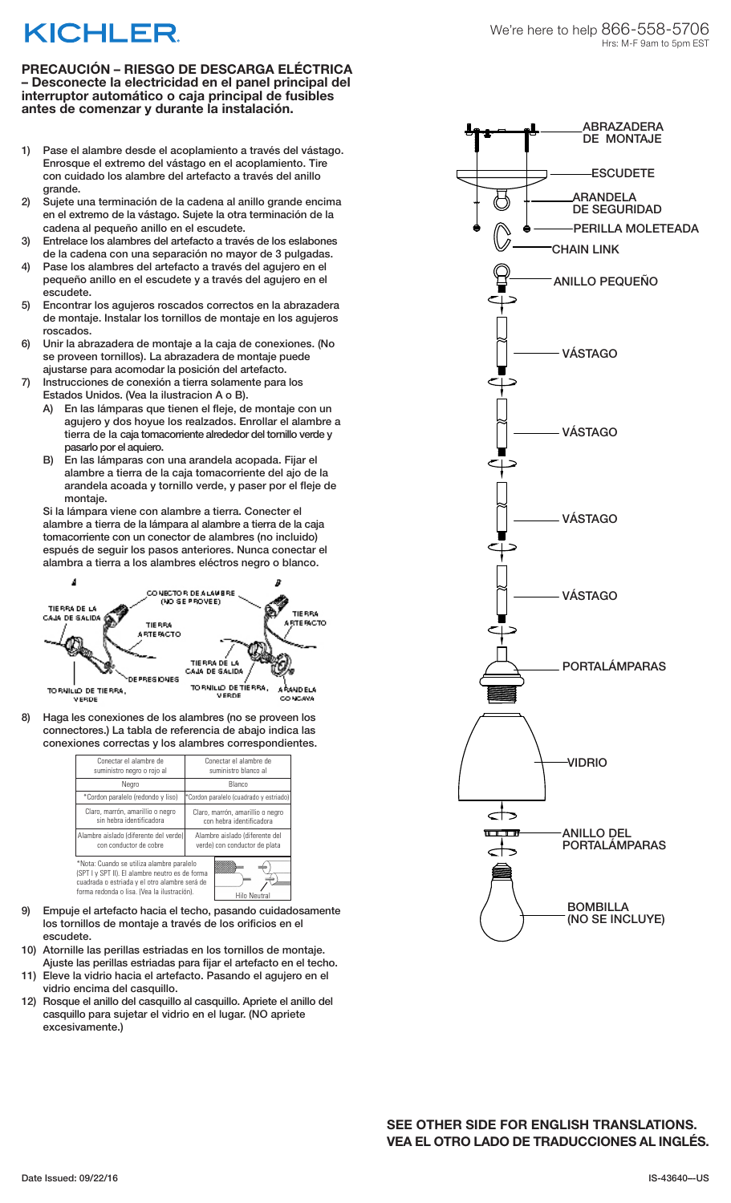# KICHLER

We're here to help 866-558-5706
Hrs: M-F 9am to 5pm EST

**PRECAUCIÓN – RIESGO DE DESCARGA ELÉCTRICA – Desconecte la electricidad en el panel principal del interruptor automático o caja principal de fusibles antes de comenzar y durante la instalación.**

1) Pase el alambre desde el acoplamiento a través del vástago. Enrosque el extremo del vástago en el acoplamiento. Tire con cuidado los alambre del artefacto a través del anillo grande.
2) Sujete una terminación de la cadena al anillo grande encima en el extremo de la vástago. Sujete la otra terminación de la cadena al pequeño anillo en el escudete.
3) Entrelace los alambres del artefacto a través de los eslabones de la cadena con una separación no mayor de 3 pulgadas.
4) Pase los alambres del artefacto a través del agujero en el pequeño anillo en el escudete y a través del agujero en el escudete.
5) Encontrar los agujeros roscados correctos en la abrazadera de montaje. Instalar los tornillos de montaje en los agujeros roscados.
6) Unir la abrazadera de montaje a la caja de conexiones. (No se proveen tornillos). La abrazadera de montaje puede ajustarse para acomodar la posición del artefacto.
7) Instrucciones de conexión a tierra solamente para los Estados Unidos. (Vea la ilustracion A o B).
   A) En las lámparas que tienen el fleje, de montaje con un agujero y dos hoyue los realzados. Enrollar el alambre a tierra de la caja tomacorriente alrededor del tornillo verde y pasarlo por el aquiero.
   B) En las lámparas con una arandela acopada. Fijar el alambre a tierra de la caja tomacorriente del ajo de la arandela acoada y tornillo verde, y paser por el fleje de montaje.

   Si la lámpara viene con alambre a tierra. Conecter el alambre a tierra de la lámpara al alambre a tierra de la caja tomacorriente con un conector de alambres (no incluido) espués de seguir los pasos anteriores. Nunca conectar el alambre a tierra a los alambres eléctros negro o blanco.

A
CONECTOR DE ALAMBRE (NO SE PROVEE)
TIERRA DE LA CAJA DE SALIDA
TIERRA ARTEFACTO
DEPRESIONES
TORNILLO DE TIERRA, VERDE

B
TIERRA ARTEFACTO
TIERRA DE LA CAJA DE SALIDA
TORNILLO DE TIERRA, VERDE
ARANDELA CONCAVA

8) Haga les conexiones de los alambres (no se proveen los connectores.) La tabla de referencia de abajo indica las conexiones correctas y los alambres correspondientes.

| Conectar el alambre de suministro negro o rojo al | Conectar el alambre de suministro blanco al |
|---|---|
| Negro | Blanco |
| *Cordon paralelo (redondo y liso) | *Cordon paralelo (cuadrado y estriado) |
| Claro, marrón, amarillo o negro sin hebra identificadora | Claro, marrón, amarillo o negro con hebra identificadora |
| Alambre aislado (diferente del verde) con conductor de cobre | Alambre aislado (diferente del verde) con conductor de plata |

*Nota: Cuando se utiliza alambre paralelo (SPT I y SPT II). El alambre neutro es de forma cuadrada o estriada y el otro alambre será de forma redonda o lisa. (Vea la ilustración).

Hilo Neutral

9) Empuje el artefacto hacia el techo, pasando cuidadosamente los tornillos de montaje a través de los orificios en el escudete.
10) Atornille las perillas estriadas en los tornillos de montaje. Ajuste las perillas estriadas para fijar el artefacto en el techo.
11) Eleve la vidrio hacia el artefacto. Pasando el agujero en el vidrio encima del casquillo.
12) Rosque el anillo del casquillo al casquillo. Apriete el anillo del casquillo para sujetar el vidrio en el lugar. (NO apriete excesivamente.)

ABRAZADERA DE MONTAJE
ESCUDETE
ARANDELA DE SEGURIDAD
PERILLA MOLETEADA
CHAIN LINK
ANILLO PEQUEÑO
VÁSTAGO
VÁSTAGO
VÁSTAGO
VÁSTAGO
PORTALÁMPARAS
VIDRIO
ANILLO DEL PORTALÁMPARAS
BOMBILLA (NO SE INCLUYE)

**SEE OTHER SIDE FOR ENGLISH TRANSLATIONS.**
**VEA EL OTRO LADO DE TRADUCCIONES AL INGLÉS.**

Date Issued: 09/22/16

IS-43640--US